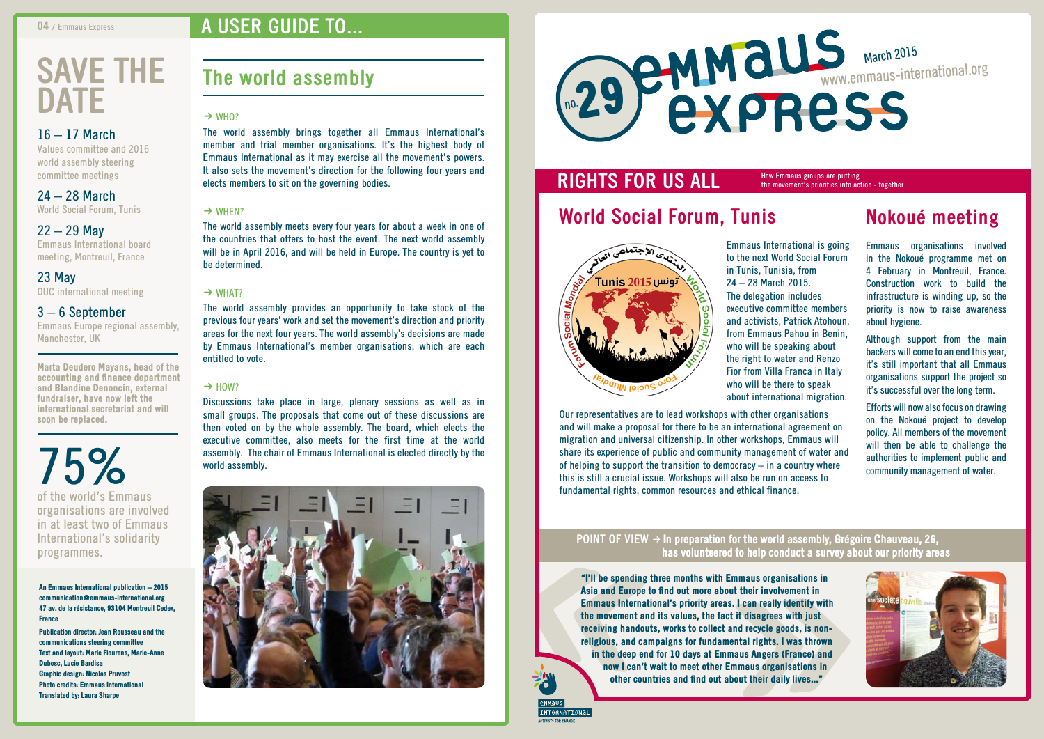# SAVE THE DATE

**16 – 17 March**
Values committee and 2016 world assembly steering committee meetings

**24 – 28 March**
World Social Forum, Tunis

**22 – 29 May**
Emmaus International board meeting, Montreuil, France

**23 May**
OUC international meeting

**3 – 6 September**
Emmaus Europe regional assembly, Manchester, UK

**Marta Deudero Mayans, head of the accounting and finance department and Blandine Denoncin, external fundraiser, have now left the international secretariat and will soon be replaced.**

**75%**
of the world's Emmaus organisations are involved in at least two of Emmaus International's solidarity programmes.

**An Emmaus International publication – 2015**
**communication@emmaus-international.org**
**47 av. de la résistance, 93104 Montreuil Cedex, France**

**Publication director: Jean Rousseau and the communications steering committee**
**Text and layout: Marie Flourens, Marie-Anne Dubosc, Lucie Bardisa**
**Graphic design: Nicolas Pruvost**
**Photo credits: Emmaus International**
**Translated by: Laura Sharpe**

# A USER GUIDE TO...

## The world assembly

### → WHO?

The world assembly brings together all Emmaus International's member and trial member organisations. It's the highest body of Emmaus International as it may exercise all the movement's powers. It also sets the movement's direction for the following four years and elects members to sit on the governing bodies.

### → WHEN?

The world assembly meets every four years for about a week in one of the countries that offers to host the event. The next world assembly will be in April 2016, and will be held in Europe. The country is yet to be determined.

### → WHAT?

The world assembly provides an opportunity to take stock of the previous four years' work and set the movement's direction and priority areas for the next four years. The world assembly's decisions are made by Emmaus International's member organisations, which are each entitled to vote.

### → HOW?

Discussions take place in large, plenary sessions as well as in small groups. The proposals that come out of these discussions are then voted on by the whole assembly. The board, which elects the executive committee, also meets for the first time at the world assembly. The chair of Emmaus International is elected directly by the world assembly.

# no. 29 Emmaus Express

March 2015
www.emmaus-international.org

# RIGHTS FOR US ALL

How Emmaus groups are putting the movement's priorities into action - together

## World Social Forum, Tunis

Emmaus International is going to the next World Social Forum in Tunis, Tunisia, from 24 – 28 March 2015. The delegation includes executive committee members and activists, Patrick Atohoun, from Emmaus Pahou in Benin, who will be speaking about the right to water and Renzo Fior from Villa Franca in Italy who will be there to speak about international migration.

Our representatives are to lead workshops with other organisations and will make a proposal for there to be an international agreement on migration and universal citizenship. In other workshops, Emmaus will share its experience of public and community management of water and of helping to support the transition to democracy – in a country where this is still a crucial issue. Workshops will also be run on access to fundamental rights, common resources and ethical finance.

## Nokoué meeting

Emmaus organisations involved in the Nokoué programme met on 4 February in Montreuil, France. Construction work to build the infrastructure is winding up, so the priority is now to raise awareness about hygiene.

Although support from the main backers will come to an end this year, it's still important that all Emmaus organisations support the project so it's successful over the long term.

Efforts will now also focus on drawing on the Nokoué project to develop policy. All members of the movement will then be able to challenge the authorities to implement public and community management of water.

**POINT OF VIEW → In preparation for the world assembly, Grégoire Chauveau, 26, has volunteered to help conduct a survey about our priority areas**

**"I'll be spending three months with Emmaus organisations in Asia and Europe to find out more about their involvement in Emmaus International's priority areas. I can really identify with the movement and its values, the fact it disagrees with just receiving handouts, works to collect and recycle goods, is non-religious, and campaigns for fundamental rights. I was thrown in the deep end for 10 days at Emmaus Angers (France) and now I can't wait to meet other Emmaus organisations in other countries and find out about their daily lives..."**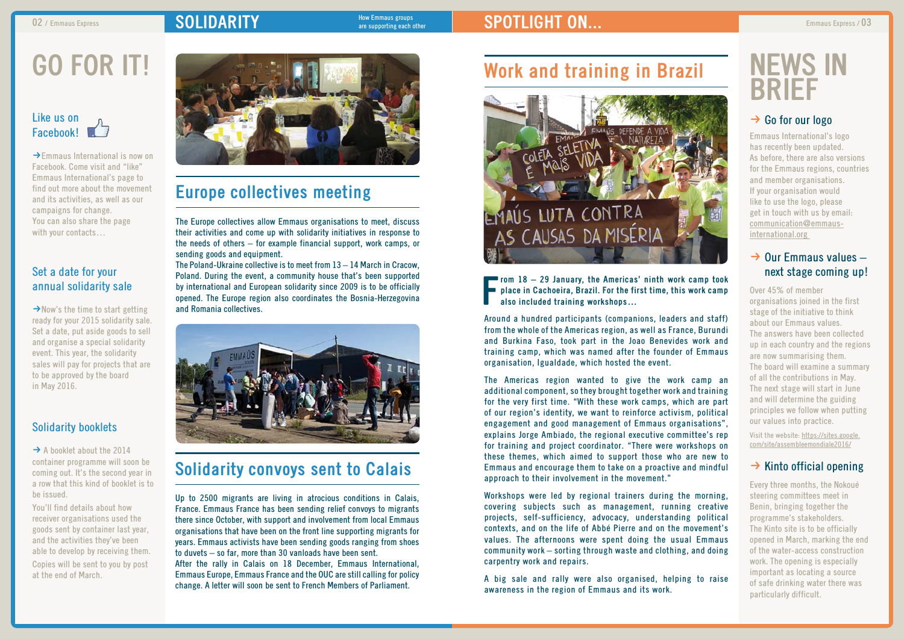# GO FOR IT!

## Like us on Facebook!

→Emmaus International is now on Facebook. Come visit and "like" Emmaus International's page to find out more about the movement and its activities, as well as our campaigns for change. You can also share the page with your contacts…

## Set a date for your annual solidarity sale

→Now's the time to start getting ready for your 2015 solidarity sale. Set a date, put aside goods to sell and organise a special solidarity event. This year, the solidarity sales will pay for projects that are to be approved by the board in May 2016.

## Solidarity booklets

→ A booklet about the 2014 container programme will soon be coming out. It's the second year in a row that this kind of booklet is to be issued.

You'll find details about how receiver organisations used the goods sent by container last year, and the activities they've been able to develop by receiving them.

Copies will be sent to you by post at the end of March.

# SOLIDARITY

How Emmaus groups are supporting each other

## Europe collectives meeting

The Europe collectives allow Emmaus organisations to meet, discuss their activities and come up with solidarity initiatives in response to the needs of others – for example financial support, work camps, or sending goods and equipment.

The Poland-Ukraine collective is to meet from 13 – 14 March in Cracow, Poland. During the event, a community house that's been supported by international and European solidarity since 2009 is to be officially opened. The Europe region also coordinates the Bosnia-Herzegovina and Romania collectives.

## Solidarity convoys sent to Calais

Up to 2500 migrants are living in atrocious conditions in Calais, France. Emmaus France has been sending relief convoys to migrants there since October, with support and involvement from local Emmaus organisations that have been on the front line supporting migrants for years. Emmaus activists have been sending goods ranging from shoes to duvets – so far, more than 30 vanloads have been sent.

After the rally in Calais on 18 December, Emmaus International, Emmaus Europe, Emmaus France and the OUC are still calling for policy change. A letter will soon be sent to French Members of Parliament.

# SPOTLIGHT ON...

## Work and training in Brazil

**From 18 – 29 January, the Americas' ninth work camp took place in Cachoeira, Brazil. For the first time, this work camp also included training workshops…**

Around a hundred participants (companions, leaders and staff) from the whole of the Americas region, as well as France, Burundi and Burkina Faso, took part in the Joao Benevides work and training camp, which was named after the founder of Emmaus organisation, Igualdade, which hosted the event.

The Americas region wanted to give the work camp an additional component, so they brought together work and training for the very first time. "With these work camps, which are part of our region's identity, we want to reinforce activism, political engagement and good management of Emmaus organisations", explains Jorge Ambiado, the regional executive committee's rep for training and project coordinator. "There were workshops on these themes, which aimed to support those who are new to Emmaus and encourage them to take on a proactive and mindful approach to their involvement in the movement."

Workshops were led by regional trainers during the morning, covering subjects such as management, running creative projects, self-sufficiency, advocacy, understanding political contexts, and on the life of Abbé Pierre and on the movement's values. The afternoons were spent doing the usual Emmaus community work – sorting through waste and clothing, and doing carpentry work and repairs.

A big sale and rally were also organised, helping to raise awareness in the region of Emmaus and its work.

# NEWS IN BRIEF

## → Go for our logo

Emmaus International's logo has recently been updated. As before, there are also versions for the Emmaus regions, countries and member organisations. If your organisation would like to use the logo, please get in touch with us by email: communication@emmaus-international.org

## → Our Emmaus values – next stage coming up!

Over 45% of member organisations joined in the first stage of the initiative to think about our Emmaus values. The answers have been collected up in each country and the regions are now summarising them. The board will examine a summary of all the contributions in May. The next stage will start in June and will determine the guiding principles we follow when putting our values into practice.

Visit the website: https://sites.google.com/site/assembleemondiale2016/

## → Kinto official opening

Every three months, the Nokoué steering committees meet in Benin, bringing together the programme's stakeholders. The Kinto site is to be officially opened in March, marking the end of the water-access construction work. The opening is especially important as locating a source of safe drinking water there was particularly difficult.